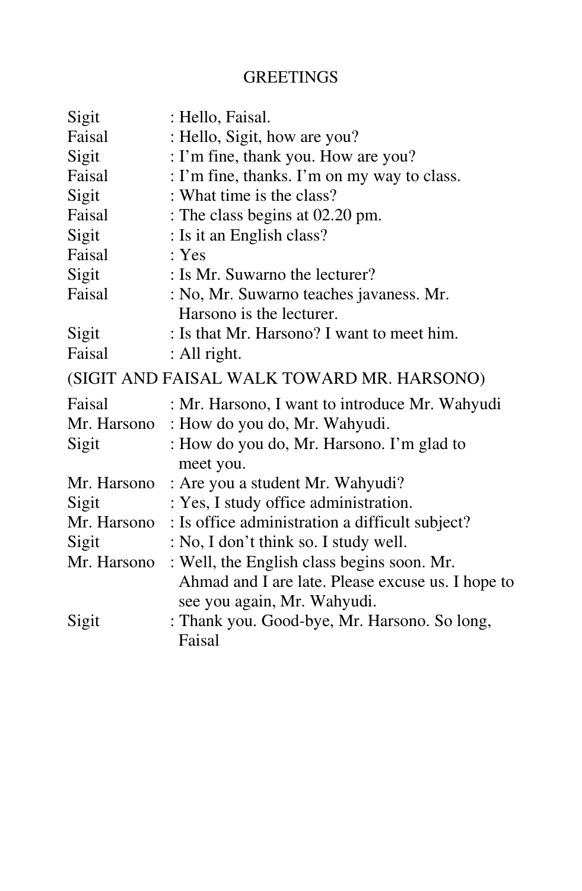# GREETINGS

Sigit : Hello, Faisal.
Faisal : Hello, Sigit, how are you?
Sigit : I'm fine, thank you. How are you?
Faisal : I'm fine, thanks. I'm on my way to class.
Sigit : What time is the class?
Faisal : The class begins at 02.20 pm.
Sigit : Is it an English class?
Faisal : Yes
Sigit : Is Mr. Suwarno the lecturer?
Faisal : No, Mr. Suwarno teaches javaness. Mr. Harsono is the lecturer.
Sigit : Is that Mr. Harsono? I want to meet him.
Faisal : All right.

(SIGIT AND FAISAL WALK TOWARD MR. HARSONO)

Faisal : Mr. Harsono, I want to introduce Mr. Wahyudi
Mr. Harsono : How do you do, Mr. Wahyudi.
Sigit : How do you do, Mr. Harsono. I'm glad to meet you.
Mr. Harsono : Are you a student Mr. Wahyudi?
Sigit : Yes, I study office administration.
Mr. Harsono : Is office administration a difficult subject?
Sigit : No, I don't think so. I study well.
Mr. Harsono : Well, the English class begins soon. Mr. Ahmad and I are late. Please excuse us. I hope to see you again, Mr. Wahyudi.
Sigit : Thank you. Good-bye, Mr. Harsono. So long, Faisal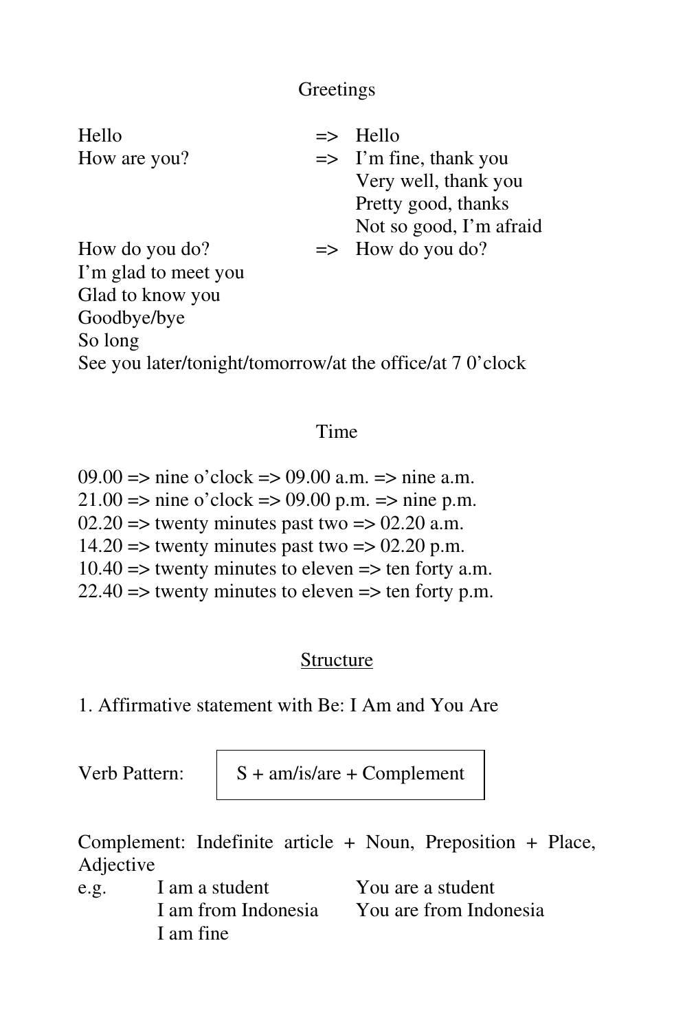## Greetings

| | | |
|---|---|---|
| Hello | => | Hello |
| How are you? | => | I'm fine, thank you |
| | | Very well, thank you |
| | | Pretty good, thanks |
| | | Not so good, I'm afraid |
| How do you do? | => | How do you do? |

I'm glad to meet you
Glad to know you
Goodbye/bye
So long
See you later/tonight/tomorrow/at the office/at 7 0'clock

## Time

09.00 => nine o'clock => 09.00 a.m. => nine a.m.
21.00 => nine o'clock => 09.00 p.m. => nine p.m.
02.20 => twenty minutes past two => 02.20 a.m.
14.20 => twenty minutes past two => 02.20 p.m.
10.40 => twenty minutes to eleven => ten forty a.m.
22.40 => twenty minutes to eleven => ten forty p.m.

## Structure

1. Affirmative statement with Be: I Am and You Are

Verb Pattern: **S + am/is/are + Complement**

Complement: Indefinite article + Noun, Preposition + Place, Adjective

| e.g. | | |
|---|---|---|
| | I am a student | You are a student |
| | I am from Indonesia | You are from Indonesia |
| | I am fine | |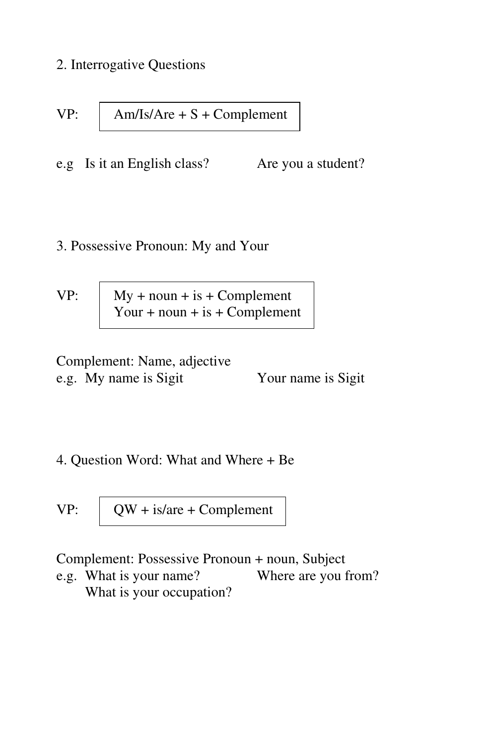## 2. Interrogative Questions

VP: 

| Am/Is/Are + S + Complement |
|---|

e.g Is it an English class? Are you a student?

## 3. Possessive Pronoun: My and Your

VP: 

| My + noun + is + Complement<br>Your + noun + is + Complement |
|---|

Complement: Name, adjective

e.g. My name is Sigit Your name is Sigit

## 4. Question Word: What and Where + Be

VP: 

| QW + is/are + Complement |
|---|

Complement: Possessive Pronoun + noun, Subject

e.g. What is your name? Where are you from?
What is your occupation?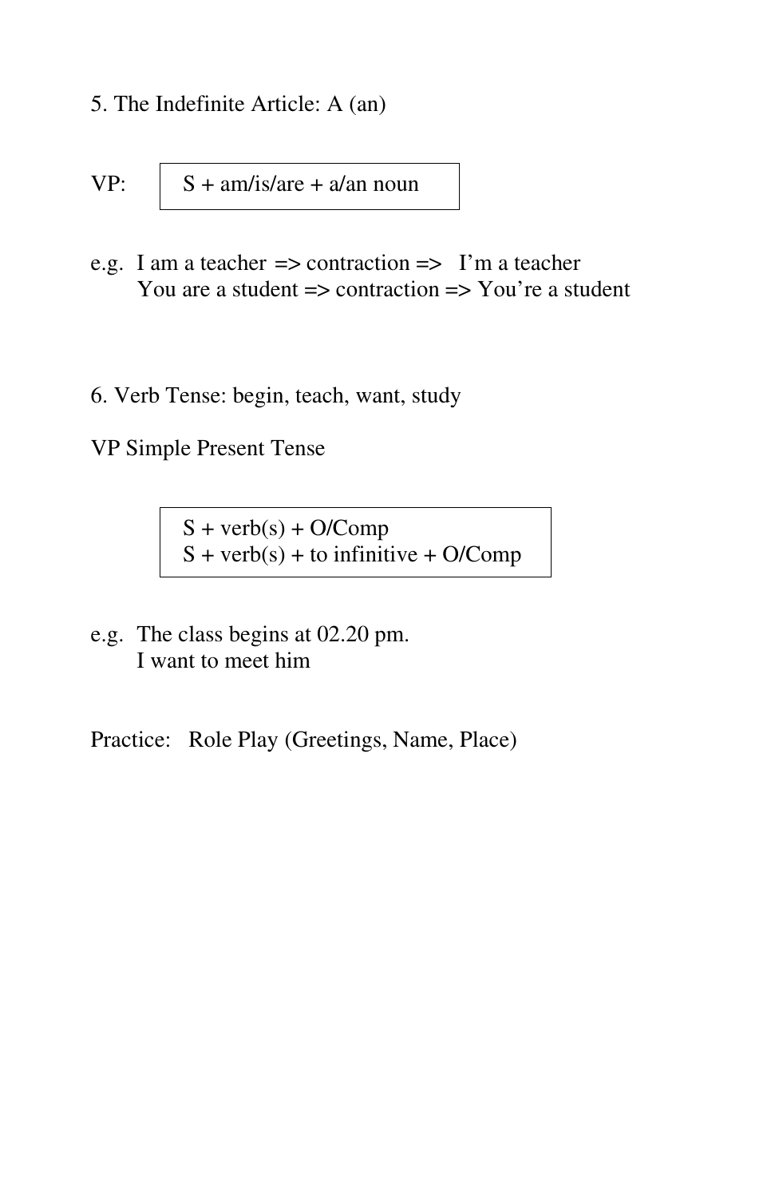## 5. The Indefinite Article: A (an)

VP: S + am/is/are + a/an noun

e.g. I am a teacher => contraction => I'm a teacher
You are a student => contraction => You're a student

## 6. Verb Tense: begin, teach, want, study

VP Simple Present Tense

S + verb(s) + O/Comp
S + verb(s) + to infinitive + O/Comp

e.g. The class begins at 02.20 pm.
I want to meet him

Practice: Role Play (Greetings, Name, Place)